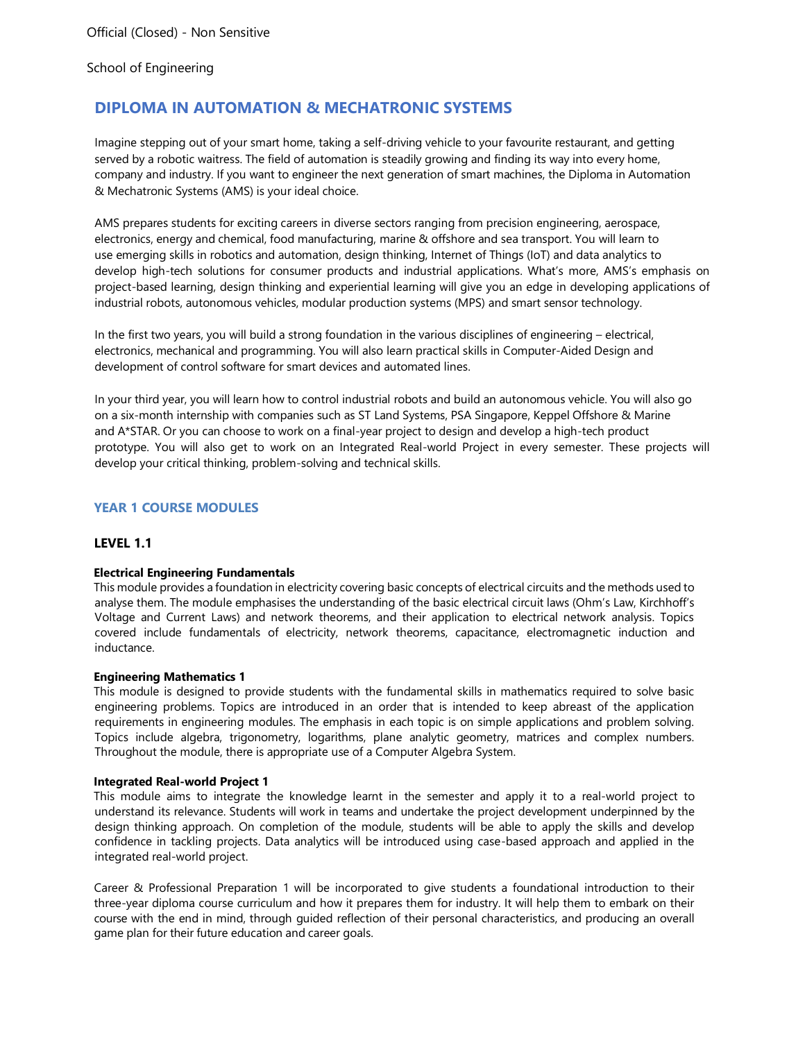Official (Closed) - Non Sensitive

School of Engineering

# DIPLOMA IN AUTOMATION & MECHATRONIC SYSTEMS

Imagine stepping out of your smart home, taking a self-driving vehicle to your favourite restaurant, and getting served by a robotic waitress. The field of automation is steadily growing and finding its way into every home, company and industry. If you want to engineer the next generation of smart machines, the Diploma in Automation & Mechatronic Systems (AMS) is your ideal choice.

AMS prepares students for exciting careers in diverse sectors ranging from precision engineering, aerospace, electronics, energy and chemical, food manufacturing, marine & offshore and sea transport. You will learn to use emerging skills in robotics and automation, design thinking, Internet of Things (IoT) and data analytics to develop high-tech solutions for consumer products and industrial applications. What's more, AMS's emphasis on project-based learning, design thinking and experiential learning will give you an edge in developing applications of industrial robots, autonomous vehicles, modular production systems (MPS) and smart sensor technology.

In the first two years, you will build a strong foundation in the various disciplines of engineering – electrical, electronics, mechanical and programming. You will also learn practical skills in Computer-Aided Design and development of control software for smart devices and automated lines.

In your third year, you will learn how to control industrial robots and build an autonomous vehicle. You will also go on a six-month internship with companies such as ST Land Systems, PSA Singapore, Keppel Offshore & Marine and A*STAR. Or you can choose to work on a final-year project to design and develop a high-tech product prototype. You will also get to work on an Integrated Real-world Project in every semester. These projects will develop your critical thinking, problem-solving and technical skills.

## YEAR 1 COURSE MODULES

### LEVEL 1.1

**Electrical Engineering Fundamentals**
This module provides a foundation in electricity covering basic concepts of electrical circuits and the methods used to analyse them. The module emphasises the understanding of the basic electrical circuit laws (Ohm's Law, Kirchhoff's Voltage and Current Laws) and network theorems, and their application to electrical network analysis. Topics covered include fundamentals of electricity, network theorems, capacitance, electromagnetic induction and inductance.

**Engineering Mathematics 1**
This module is designed to provide students with the fundamental skills in mathematics required to solve basic engineering problems. Topics are introduced in an order that is intended to keep abreast of the application requirements in engineering modules. The emphasis in each topic is on simple applications and problem solving. Topics include algebra, trigonometry, logarithms, plane analytic geometry, matrices and complex numbers. Throughout the module, there is appropriate use of a Computer Algebra System.

**Integrated Real-world Project 1**
This module aims to integrate the knowledge learnt in the semester and apply it to a real-world project to understand its relevance. Students will work in teams and undertake the project development underpinned by the design thinking approach. On completion of the module, students will be able to apply the skills and develop confidence in tackling projects. Data analytics will be introduced using case-based approach and applied in the integrated real-world project.

Career & Professional Preparation 1 will be incorporated to give students a foundational introduction to their three-year diploma course curriculum and how it prepares them for industry. It will help them to embark on their course with the end in mind, through guided reflection of their personal characteristics, and producing an overall game plan for their future education and career goals.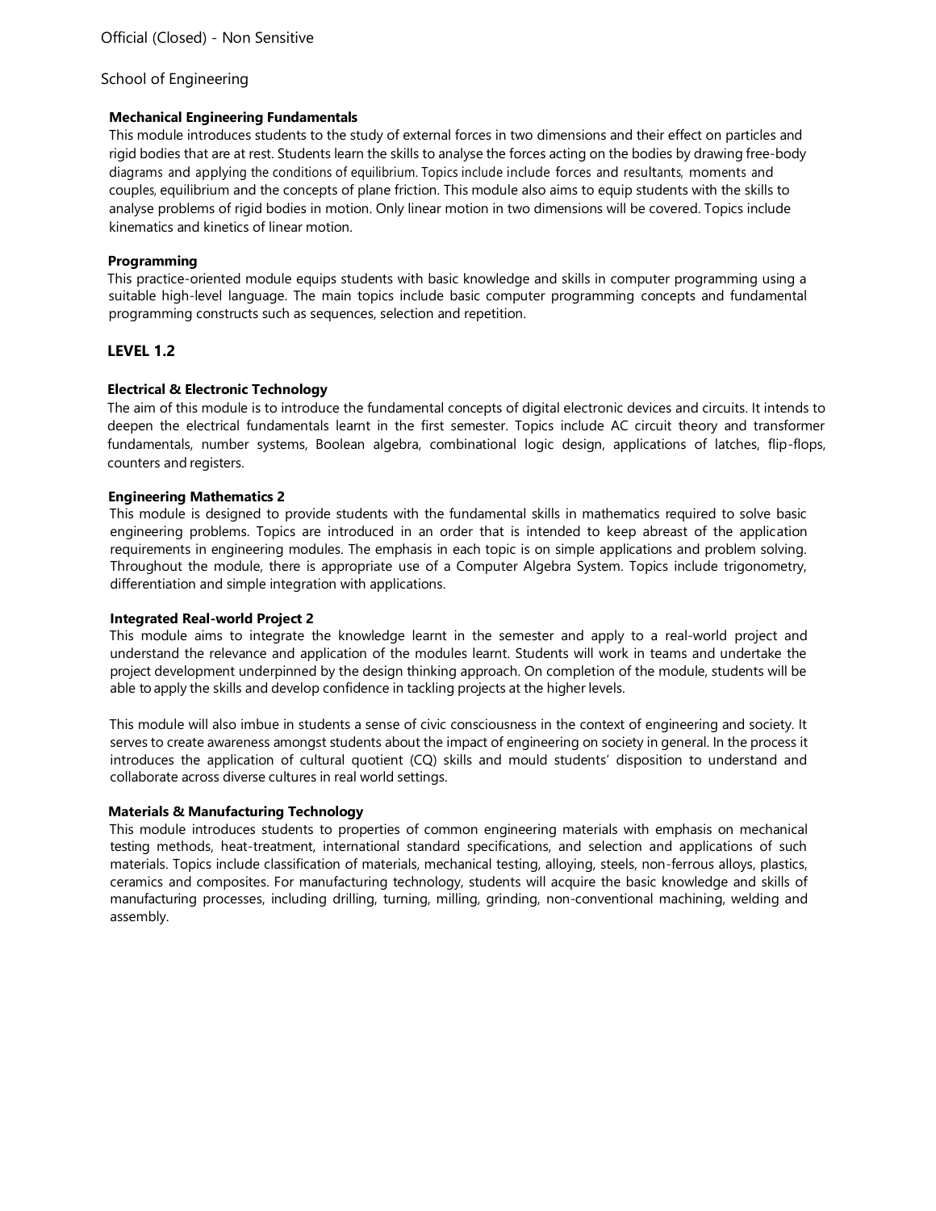**Mechanical Engineering Fundamentals**

This module introduces students to the study of external forces in two dimensions and their effect on particles and rigid bodies that are at rest. Students learn the skills to analyse the forces acting on the bodies by drawing free-body diagrams and applying the conditions of equilibrium. Topics include include forces and resultants, moments and couples, equilibrium and the concepts of plane friction. This module also aims to equip students with the skills to analyse problems of rigid bodies in motion. Only linear motion in two dimensions will be covered. Topics include kinematics and kinetics of linear motion.

**Programming**

This practice-oriented module equips students with basic knowledge and skills in computer programming using a suitable high-level language. The main topics include basic computer programming concepts and fundamental programming constructs such as sequences, selection and repetition.

## LEVEL 1.2

**Electrical & Electronic Technology**

The aim of this module is to introduce the fundamental concepts of digital electronic devices and circuits. It intends to deepen the electrical fundamentals learnt in the first semester. Topics include AC circuit theory and transformer fundamentals, number systems, Boolean algebra, combinational logic design, applications of latches, flip-flops, counters and registers.

**Engineering Mathematics 2**

This module is designed to provide students with the fundamental skills in mathematics required to solve basic engineering problems. Topics are introduced in an order that is intended to keep abreast of the application requirements in engineering modules. The emphasis in each topic is on simple applications and problem solving. Throughout the module, there is appropriate use of a Computer Algebra System. Topics include trigonometry, differentiation and simple integration with applications.

**Integrated Real-world Project 2**

This module aims to integrate the knowledge learnt in the semester and apply to a real-world project and understand the relevance and application of the modules learnt. Students will work in teams and undertake the project development underpinned by the design thinking approach. On completion of the module, students will be able to apply the skills and develop confidence in tackling projects at the higher levels.

This module will also imbue in students a sense of civic consciousness in the context of engineering and society. It serves to create awareness amongst students about the impact of engineering on society in general. In the process it introduces the application of cultural quotient (CQ) skills and mould students' disposition to understand and collaborate across diverse cultures in real world settings.

**Materials & Manufacturing Technology**

This module introduces students to properties of common engineering materials with emphasis on mechanical testing methods, heat-treatment, international standard specifications, and selection and applications of such materials. Topics include classification of materials, mechanical testing, alloying, steels, non-ferrous alloys, plastics, ceramics and composites. For manufacturing technology, students will acquire the basic knowledge and skills of manufacturing processes, including drilling, turning, milling, grinding, non-conventional machining, welding and assembly.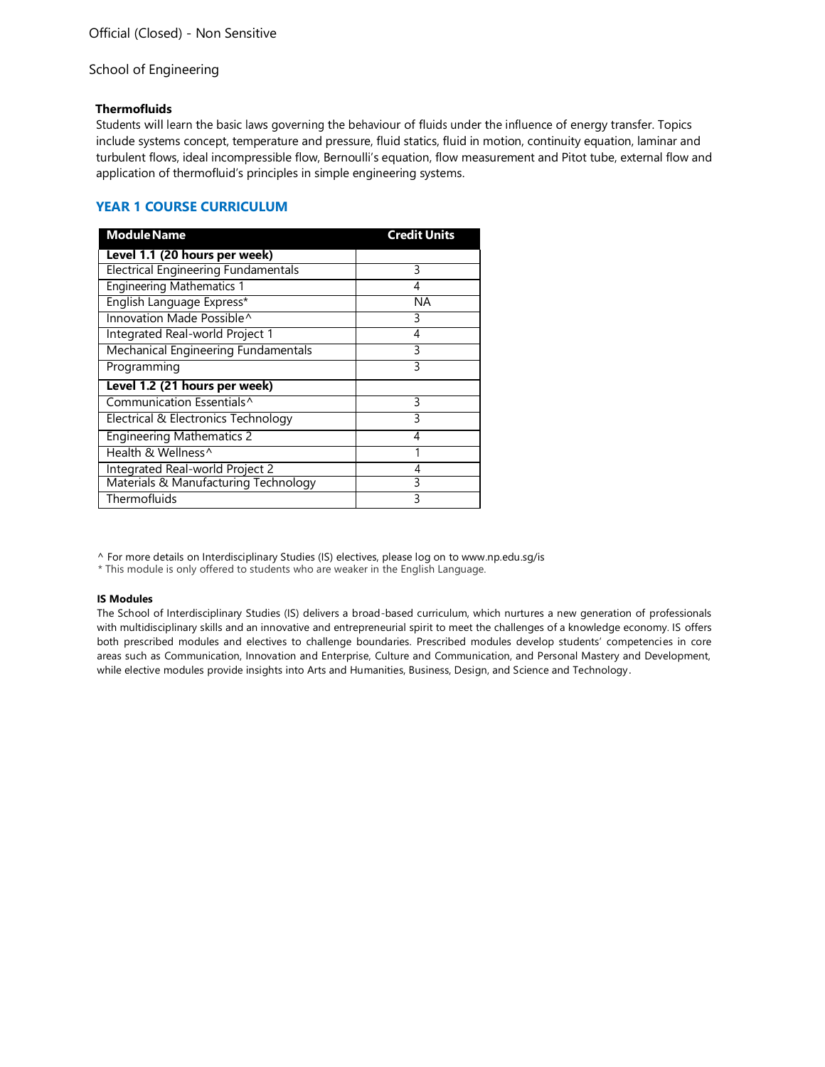School of Engineering

**Thermofluids**
Students will learn the basic laws governing the behaviour of fluids under the influence of energy transfer. Topics include systems concept, temperature and pressure, fluid statics, fluid in motion, continuity equation, laminar and turbulent flows, ideal incompressible flow, Bernoulli's equation, flow measurement and Pitot tube, external flow and application of thermofluid's principles in simple engineering systems.

## YEAR 1 COURSE CURRICULUM

| Module Name | Credit Units |
|---|---|
| **Level 1.1 (20 hours per week)** | |
| Electrical Engineering Fundamentals | 3 |
| Engineering Mathematics 1 | 4 |
| English Language Express* | NA |
| Innovation Made Possible^ | 3 |
| Integrated Real-world Project 1 | 4 |
| Mechanical Engineering Fundamentals | 3 |
| Programming | 3 |
| **Level 1.2 (21 hours per week)** | |
| Communication Essentials^ | 3 |
| Electrical & Electronics Technology | 3 |
| Engineering Mathematics 2 | 4 |
| Health & Wellness^ | 1 |
| Integrated Real-world Project 2 | 4 |
| Materials & Manufacturing Technology | 3 |
| Thermofluids | 3 |

^ For more details on Interdisciplinary Studies (IS) electives, please log on to www.np.edu.sg/is
* This module is only offered to students who are weaker in the English Language.

**IS Modules**
The School of Interdisciplinary Studies (IS) delivers a broad-based curriculum, which nurtures a new generation of professionals with multidisciplinary skills and an innovative and entrepreneurial spirit to meet the challenges of a knowledge economy. IS offers both prescribed modules and electives to challenge boundaries. Prescribed modules develop students' competencies in core areas such as Communication, Innovation and Enterprise, Culture and Communication, and Personal Mastery and Development, while elective modules provide insights into Arts and Humanities, Business, Design, and Science and Technology.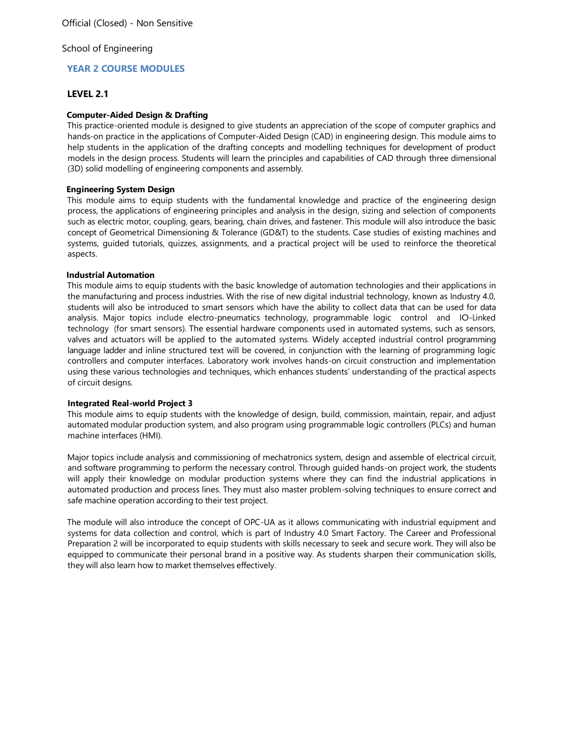School of Engineering

## YEAR 2 COURSE MODULES

### LEVEL 2.1

**Computer-Aided Design & Drafting**

This practice-oriented module is designed to give students an appreciation of the scope of computer graphics and hands-on practice in the applications of Computer-Aided Design (CAD) in engineering design. This module aims to help students in the application of the drafting concepts and modelling techniques for development of product models in the design process. Students will learn the principles and capabilities of CAD through three dimensional (3D) solid modelling of engineering components and assembly.

**Engineering System Design**

This module aims to equip students with the fundamental knowledge and practice of the engineering design process, the applications of engineering principles and analysis in the design, sizing and selection of components such as electric motor, coupling, gears, bearing, chain drives, and fastener. This module will also introduce the basic concept of Geometrical Dimensioning & Tolerance (GD&T) to the students. Case studies of existing machines and systems, guided tutorials, quizzes, assignments, and a practical project will be used to reinforce the theoretical aspects.

**Industrial Automation**

This module aims to equip students with the basic knowledge of automation technologies and their applications in the manufacturing and process industries. With the rise of new digital industrial technology, known as Industry 4.0, students will also be introduced to smart sensors which have the ability to collect data that can be used for data analysis. Major topics include electro-pneumatics technology, programmable logic control and IO-Linked technology (for smart sensors). The essential hardware components used in automated systems, such as sensors, valves and actuators will be applied to the automated systems. Widely accepted industrial control programming language ladder and inline structured text will be covered, in conjunction with the learning of programming logic controllers and computer interfaces. Laboratory work involves hands-on circuit construction and implementation using these various technologies and techniques, which enhances students' understanding of the practical aspects of circuit designs.

**Integrated Real-world Project 3**

This module aims to equip students with the knowledge of design, build, commission, maintain, repair, and adjust automated modular production system, and also program using programmable logic controllers (PLCs) and human machine interfaces (HMI).

Major topics include analysis and commissioning of mechatronics system, design and assemble of electrical circuit, and software programming to perform the necessary control. Through guided hands-on project work, the students will apply their knowledge on modular production systems where they can find the industrial applications in automated production and process lines. They must also master problem-solving techniques to ensure correct and safe machine operation according to their test project.

The module will also introduce the concept of OPC-UA as it allows communicating with industrial equipment and systems for data collection and control, which is part of Industry 4.0 Smart Factory. The Career and Professional Preparation 2 will be incorporated to equip students with skills necessary to seek and secure work. They will also be equipped to communicate their personal brand in a positive way. As students sharpen their communication skills, they will also learn how to market themselves effectively.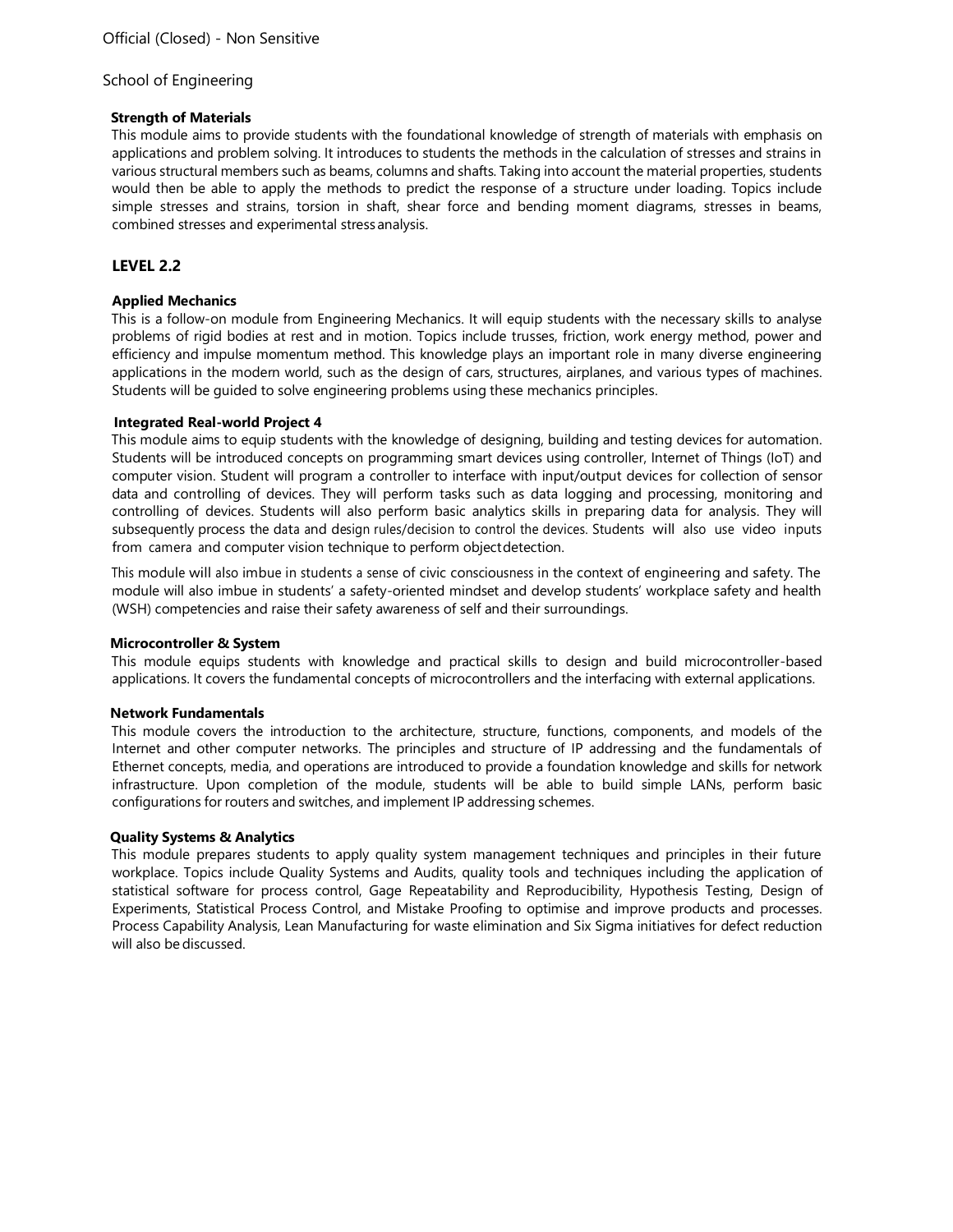**Strength of Materials**

This module aims to provide students with the foundational knowledge of strength of materials with emphasis on applications and problem solving. It introduces to students the methods in the calculation of stresses and strains in various structural members such as beams, columns and shafts. Taking into account the material properties, students would then be able to apply the methods to predict the response of a structure under loading. Topics include simple stresses and strains, torsion in shaft, shear force and bending moment diagrams, stresses in beams, combined stresses and experimental stress analysis.

## LEVEL 2.2

**Applied Mechanics**

This is a follow-on module from Engineering Mechanics. It will equip students with the necessary skills to analyse problems of rigid bodies at rest and in motion. Topics include trusses, friction, work energy method, power and efficiency and impulse momentum method. This knowledge plays an important role in many diverse engineering applications in the modern world, such as the design of cars, structures, airplanes, and various types of machines. Students will be guided to solve engineering problems using these mechanics principles.

**Integrated Real-world Project 4**

This module aims to equip students with the knowledge of designing, building and testing devices for automation. Students will be introduced concepts on programming smart devices using controller, Internet of Things (IoT) and computer vision. Student will program a controller to interface with input/output devices for collection of sensor data and controlling of devices. They will perform tasks such as data logging and processing, monitoring and controlling of devices. Students will also perform basic analytics skills in preparing data for analysis. They will subsequently process the data and design rules/decision to control the devices. Students will also use video inputs from camera and computer vision technique to perform object detection.

This module will also imbue in students a sense of civic consciousness in the context of engineering and safety. The module will also imbue in students' a safety-oriented mindset and develop students' workplace safety and health (WSH) competencies and raise their safety awareness of self and their surroundings.

**Microcontroller & System**

This module equips students with knowledge and practical skills to design and build microcontroller-based applications. It covers the fundamental concepts of microcontrollers and the interfacing with external applications.

**Network Fundamentals**

This module covers the introduction to the architecture, structure, functions, components, and models of the Internet and other computer networks. The principles and structure of IP addressing and the fundamentals of Ethernet concepts, media, and operations are introduced to provide a foundation knowledge and skills for network infrastructure. Upon completion of the module, students will be able to build simple LANs, perform basic configurations for routers and switches, and implement IP addressing schemes.

**Quality Systems & Analytics**

This module prepares students to apply quality system management techniques and principles in their future workplace. Topics include Quality Systems and Audits, quality tools and techniques including the application of statistical software for process control, Gage Repeatability and Reproducibility, Hypothesis Testing, Design of Experiments, Statistical Process Control, and Mistake Proofing to optimise and improve products and processes. Process Capability Analysis, Lean Manufacturing for waste elimination and Six Sigma initiatives for defect reduction will also be discussed.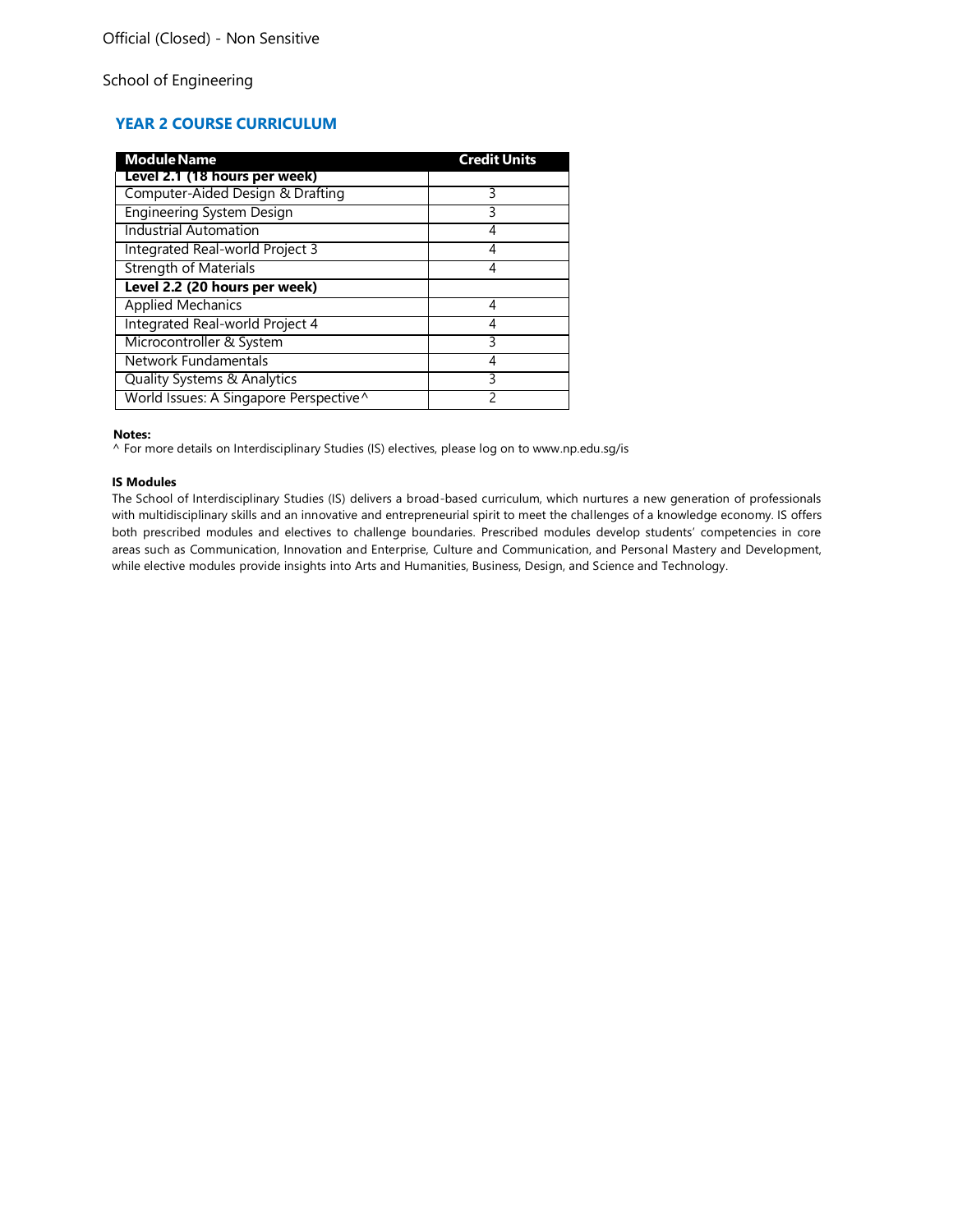Official (Closed) - Non Sensitive

School of Engineering

## YEAR 2 COURSE CURRICULUM

| Module Name | Credit Units |
|---|---|
| **Level 2.1 (18 hours per week)** | |
| Computer-Aided Design & Drafting | 3 |
| Engineering System Design | 3 |
| Industrial Automation | 4 |
| Integrated Real-world Project 3 | 4 |
| Strength of Materials | 4 |
| **Level 2.2 (20 hours per week)** | |
| Applied Mechanics | 4 |
| Integrated Real-world Project 4 | 4 |
| Microcontroller & System | 3 |
| Network Fundamentals | 4 |
| Quality Systems & Analytics | 3 |
| World Issues: A Singapore Perspective^ | 2 |

**Notes:**

^ For more details on Interdisciplinary Studies (IS) electives, please log on to www.np.edu.sg/is

**IS Modules**

The School of Interdisciplinary Studies (IS) delivers a broad-based curriculum, which nurtures a new generation of professionals with multidisciplinary skills and an innovative and entrepreneurial spirit to meet the challenges of a knowledge economy. IS offers both prescribed modules and electives to challenge boundaries. Prescribed modules develop students' competencies in core areas such as Communication, Innovation and Enterprise, Culture and Communication, and Personal Mastery and Development, while elective modules provide insights into Arts and Humanities, Business, Design, and Science and Technology.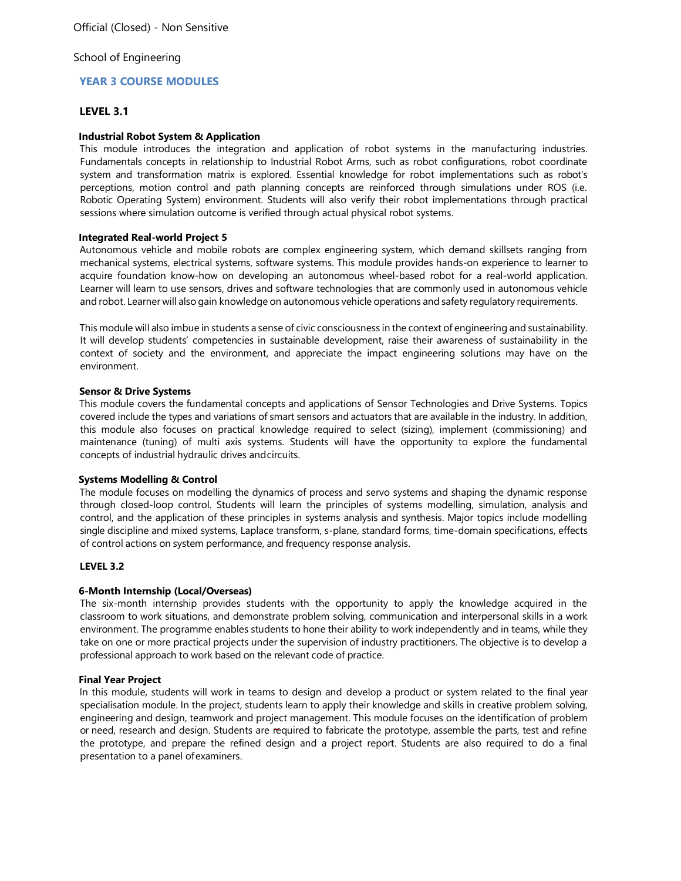School of Engineering

## YEAR 3 COURSE MODULES

### LEVEL 3.1

**Industrial Robot System & Application**

This module introduces the integration and application of robot systems in the manufacturing industries. Fundamentals concepts in relationship to Industrial Robot Arms, such as robot configurations, robot coordinate system and transformation matrix is explored. Essential knowledge for robot implementations such as robot's perceptions, motion control and path planning concepts are reinforced through simulations under ROS (i.e. Robotic Operating System) environment. Students will also verify their robot implementations through practical sessions where simulation outcome is verified through actual physical robot systems.

**Integrated Real-world Project 5**

Autonomous vehicle and mobile robots are complex engineering system, which demand skillsets ranging from mechanical systems, electrical systems, software systems. This module provides hands-on experience to learner to acquire foundation know-how on developing an autonomous wheel-based robot for a real-world application. Learner will learn to use sensors, drives and software technologies that are commonly used in autonomous vehicle and robot. Learner will also gain knowledge on autonomous vehicle operations and safety regulatory requirements.

This module will also imbue in students a sense of civic consciousness in the context of engineering and sustainability. It will develop students' competencies in sustainable development, raise their awareness of sustainability in the context of society and the environment, and appreciate the impact engineering solutions may have on the environment.

**Sensor & Drive Systems**

This module covers the fundamental concepts and applications of Sensor Technologies and Drive Systems. Topics covered include the types and variations of smart sensors and actuators that are available in the industry. In addition, this module also focuses on practical knowledge required to select (sizing), implement (commissioning) and maintenance (tuning) of multi axis systems. Students will have the opportunity to explore the fundamental concepts of industrial hydraulic drives andcircuits.

**Systems Modelling & Control**

The module focuses on modelling the dynamics of process and servo systems and shaping the dynamic response through closed-loop control. Students will learn the principles of systems modelling, simulation, analysis and control, and the application of these principles in systems analysis and synthesis. Major topics include modelling single discipline and mixed systems, Laplace transform, s-plane, standard forms, time-domain specifications, effects of control actions on system performance, and frequency response analysis.

### LEVEL 3.2

**6-Month Internship (Local/Overseas)**

The six-month internship provides students with the opportunity to apply the knowledge acquired in the classroom to work situations, and demonstrate problem solving, communication and interpersonal skills in a work environment. The programme enables students to hone their ability to work independently and in teams, while they take on one or more practical projects under the supervision of industry practitioners. The objective is to develop a professional approach to work based on the relevant code of practice.

**Final Year Project**

In this module, students will work in teams to design and develop a product or system related to the final year specialisation module. In the project, students learn to apply their knowledge and skills in creative problem solving, engineering and design, teamwork and project management. This module focuses on the identification of problem or need, research and design. Students are required to fabricate the prototype, assemble the parts, test and refine the prototype, and prepare the refined design and a project report. Students are also required to do a final presentation to a panel ofexaminers.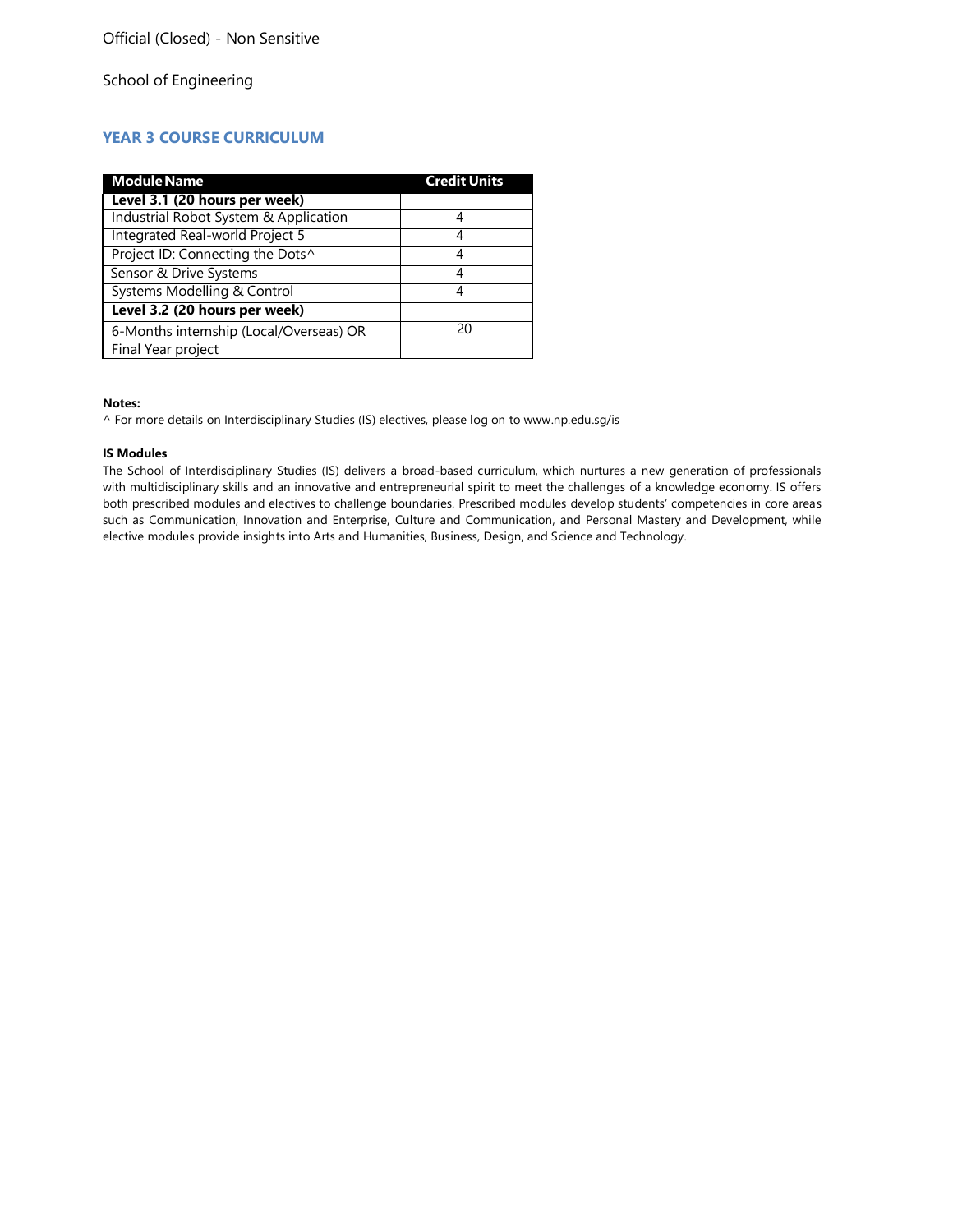Official (Closed) - Non Sensitive

School of Engineering

## YEAR 3 COURSE CURRICULUM

| Module Name | Credit Units |
|---|---|
| **Level 3.1 (20 hours per week)** | |
| Industrial Robot System & Application | 4 |
| Integrated Real-world Project 5 | 4 |
| Project ID: Connecting the Dots^ | 4 |
| Sensor & Drive Systems | 4 |
| Systems Modelling & Control | 4 |
| **Level 3.2 (20 hours per week)** | |
| 6-Months internship (Local/Overseas) OR Final Year project | 20 |

**Notes:**

^ For more details on Interdisciplinary Studies (IS) electives, please log on to www.np.edu.sg/is

**IS Modules**

The School of Interdisciplinary Studies (IS) delivers a broad-based curriculum, which nurtures a new generation of professionals with multidisciplinary skills and an innovative and entrepreneurial spirit to meet the challenges of a knowledge economy. IS offers both prescribed modules and electives to challenge boundaries. Prescribed modules develop students' competencies in core areas such as Communication, Innovation and Enterprise, Culture and Communication, and Personal Mastery and Development, while elective modules provide insights into Arts and Humanities, Business, Design, and Science and Technology.